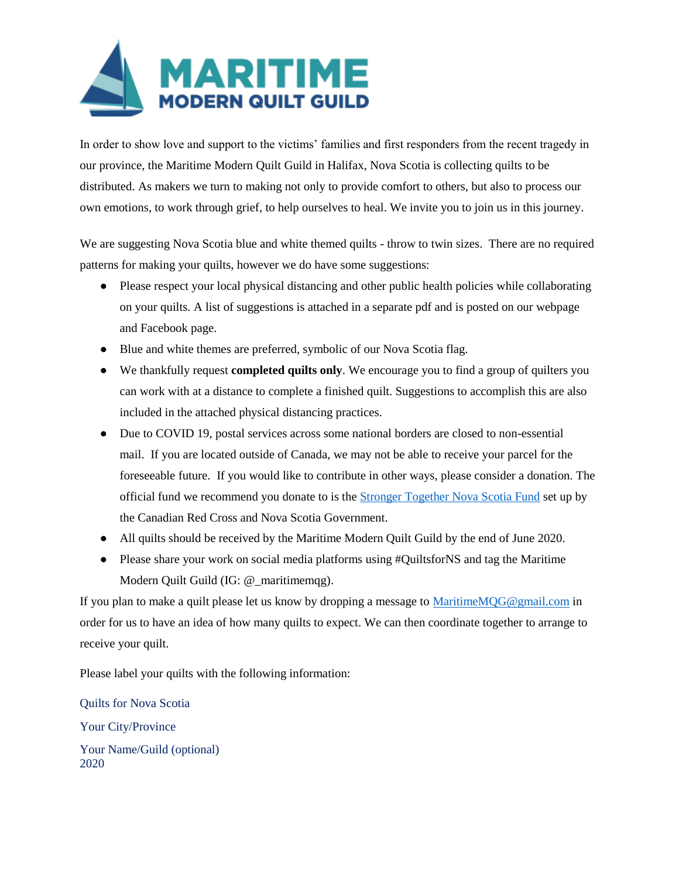# MARITIME MODERN QUILT GUILD

In order to show love and support to the victims' families and first responders from the recent tragedy in our province, the Maritime Modern Quilt Guild in Halifax, Nova Scotia is collecting quilts to be distributed. As makers we turn to making not only to provide comfort to others, but also to process our own emotions, to work through grief, to help ourselves to heal. We invite you to join us in this journey.

We are suggesting Nova Scotia blue and white themed quilts - throw to twin sizes. There are no required patterns for making your quilts, however we do have some suggestions:

- Please respect your local physical distancing and other public health policies while collaborating on your quilts. A list of suggestions is attached in a separate pdf and is posted on our webpage and Facebook page.
- Blue and white themes are preferred, symbolic of our Nova Scotia flag.
- We thankfully request **completed quilts only**. We encourage you to find a group of quilters you can work with at a distance to complete a finished quilt. Suggestions to accomplish this are also included in the attached physical distancing practices.
- Due to COVID 19, postal services across some national borders are closed to non-essential mail. If you are located outside of Canada, we may not be able to receive your parcel for the foreseeable future. If you would like to contribute in other ways, please consider a donation. The official fund we recommend you donate to is the Stronger Together Nova Scotia Fund set up by the Canadian Red Cross and Nova Scotia Government.
- All quilts should be received by the Maritime Modern Quilt Guild by the end of June 2020.
- Please share your work on social media platforms using #QuiltsforNS and tag the Maritime Modern Quilt Guild (IG: @_maritimemqg).

If you plan to make a quilt please let us know by dropping a message to MaritimeMQG@gmail.com in order for us to have an idea of how many quilts to expect. We can then coordinate together to arrange to receive your quilt.

Please label your quilts with the following information:

Quilts for Nova Scotia

Your City/Province

Your Name/Guild (optional)
2020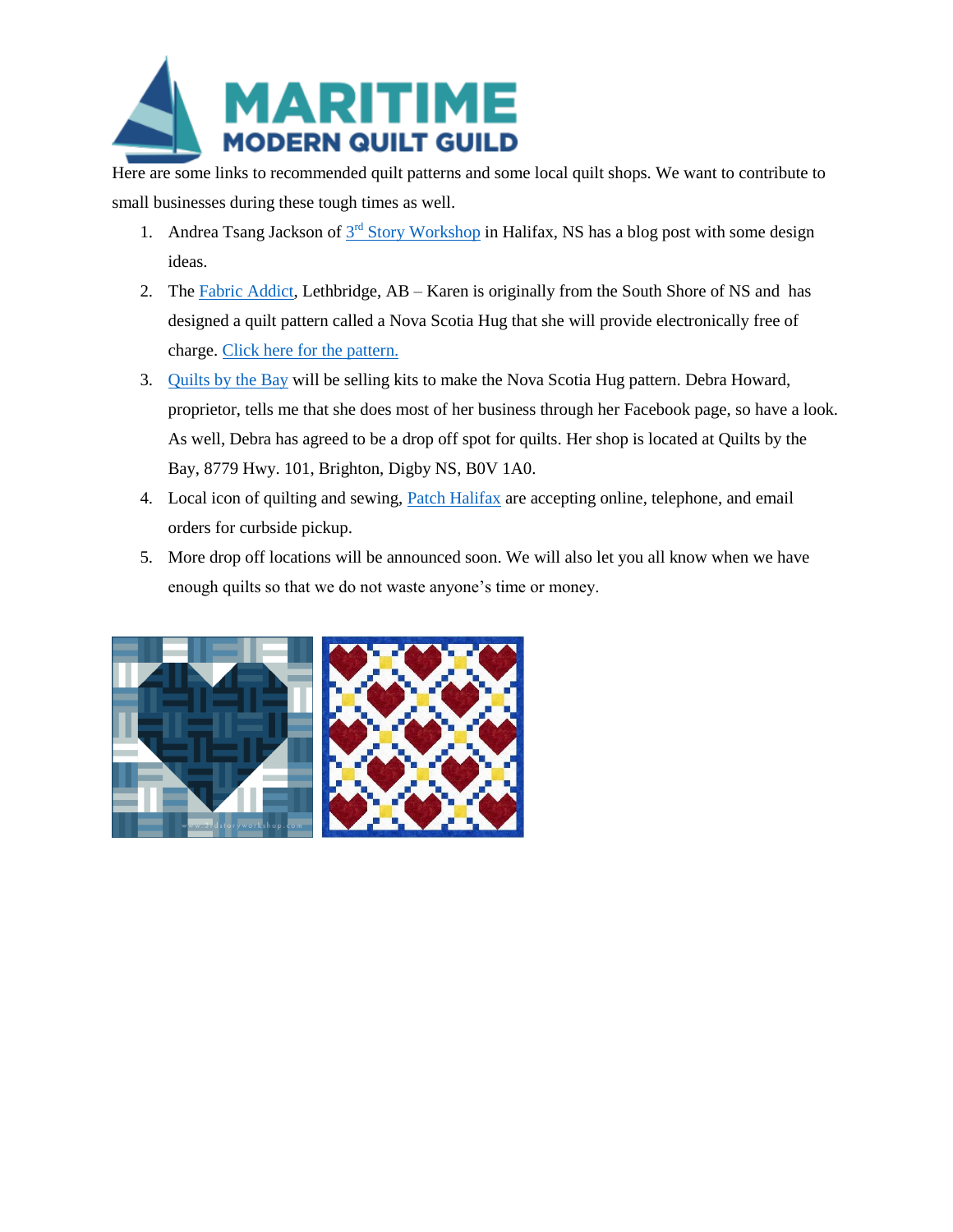MARITIME MODERN QUILT GUILD

Here are some links to recommended quilt patterns and some local quilt shops. We want to contribute to small businesses during these tough times as well.

1. Andrea Tsang Jackson of 3rd Story Workshop in Halifax, NS has a blog post with some design ideas.
2. The Fabric Addict, Lethbridge, AB – Karen is originally from the South Shore of NS and has designed a quilt pattern called a Nova Scotia Hug that she will provide electronically free of charge. Click here for the pattern.
3. Quilts by the Bay will be selling kits to make the Nova Scotia Hug pattern. Debra Howard, proprietor, tells me that she does most of her business through her Facebook page, so have a look. As well, Debra has agreed to be a drop off spot for quilts. Her shop is located at Quilts by the Bay, 8779 Hwy. 101, Brighton, Digby NS, B0V 1A0.
4. Local icon of quilting and sewing, Patch Halifax are accepting online, telephone, and email orders for curbside pickup.
5. More drop off locations will be announced soon. We will also let you all know when we have enough quilts so that we do not waste anyone's time or money.